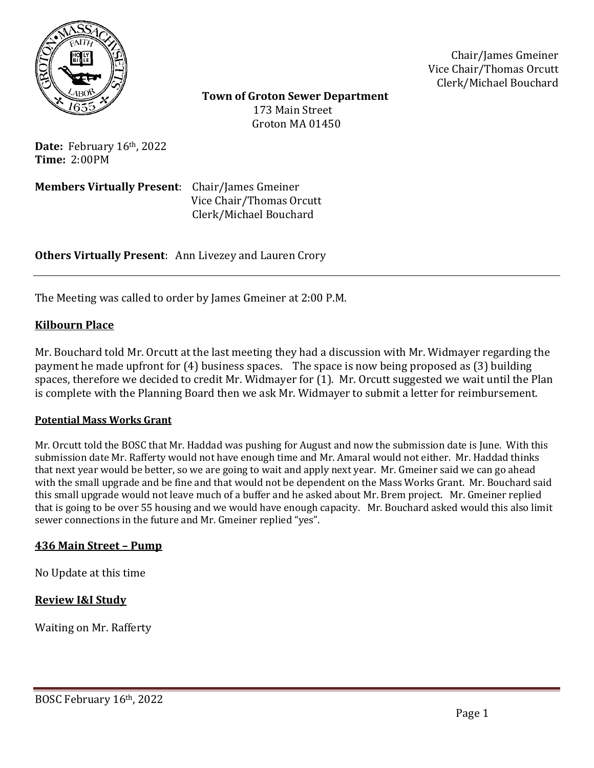Chair/James Gmeiner
Vice Chair/Thomas Orcutt
Clerk/Michael Bouchard

**Town of Groton Sewer Department**
173 Main Street
Groton MA 01450

**Date:** February 16th, 2022
**Time:** 2:00PM

**Members Virtually Present**: Chair/James Gmeiner
Vice Chair/Thomas Orcutt
Clerk/Michael Bouchard

**Others Virtually Present**: Ann Livezey and Lauren Crory

---

The Meeting was called to order by James Gmeiner at 2:00 P.M.

## Kilbourn Place

Mr. Bouchard told Mr. Orcutt at the last meeting they had a discussion with Mr. Widmayer regarding the payment he made upfront for (4) business spaces. The space is now being proposed as (3) building spaces, therefore we decided to credit Mr. Widmayer for (1). Mr. Orcutt suggested we wait until the Plan is complete with the Planning Board then we ask Mr. Widmayer to submit a letter for reimbursement.

### Potential Mass Works Grant

Mr. Orcutt told the BOSC that Mr. Haddad was pushing for August and now the submission date is June. With this submission date Mr. Rafferty would not have enough time and Mr. Amaral would not either. Mr. Haddad thinks that next year would be better, so we are going to wait and apply next year. Mr. Gmeiner said we can go ahead with the small upgrade and be fine and that would not be dependent on the Mass Works Grant. Mr. Bouchard said this small upgrade would not leave much of a buffer and he asked about Mr. Brem project. Mr. Gmeiner replied that is going to be over 55 housing and we would have enough capacity. Mr. Bouchard asked would this also limit sewer connections in the future and Mr. Gmeiner replied "yes".

## 436 Main Street – Pump

No Update at this time

## Review I&I Study

Waiting on Mr. Rafferty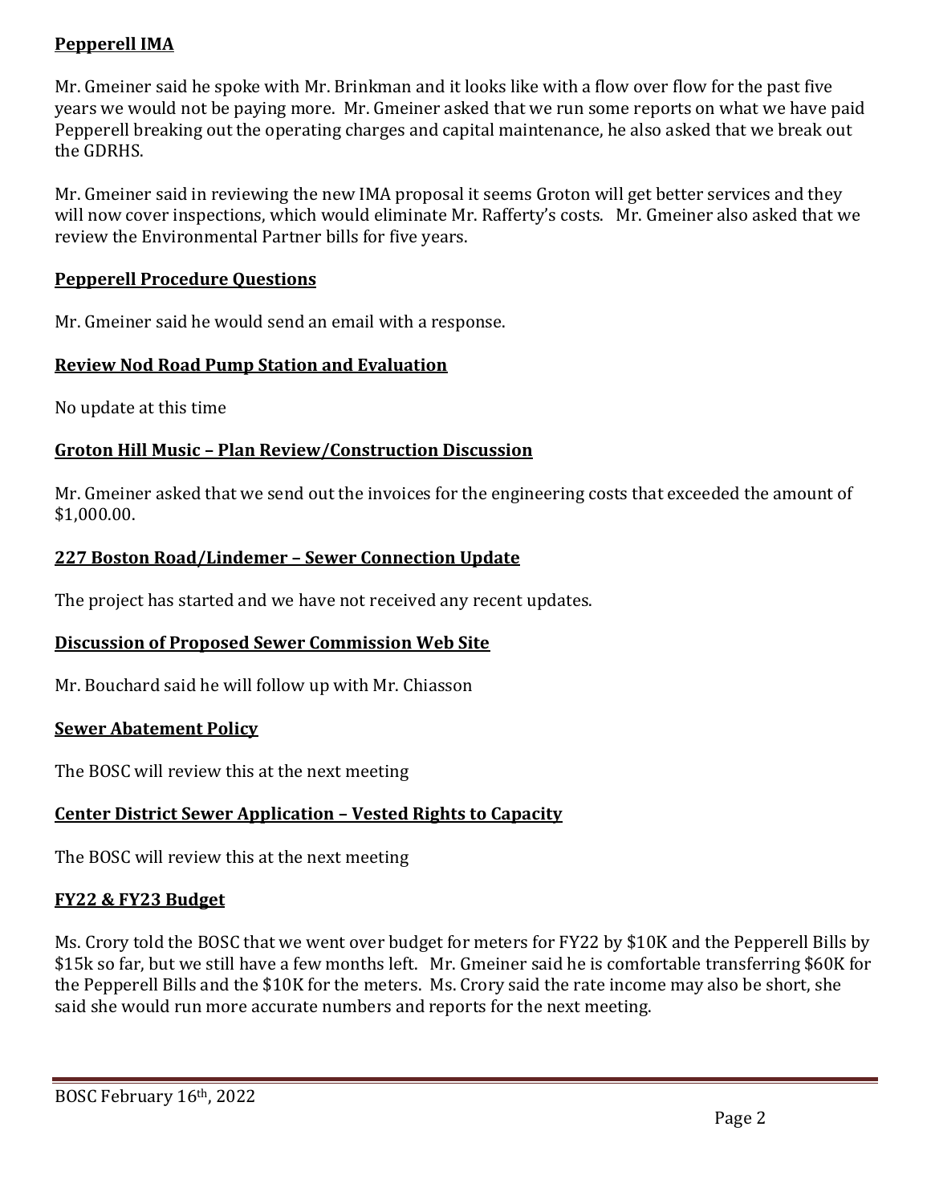**Pepperell IMA**

Mr. Gmeiner said he spoke with Mr. Brinkman and it looks like with a flow over flow for the past five years we would not be paying more. Mr. Gmeiner asked that we run some reports on what we have paid Pepperell breaking out the operating charges and capital maintenance, he also asked that we break out the GDRHS.

Mr. Gmeiner said in reviewing the new IMA proposal it seems Groton will get better services and they will now cover inspections, which would eliminate Mr. Rafferty's costs. Mr. Gmeiner also asked that we review the Environmental Partner bills for five years.

**Pepperell Procedure Questions**

Mr. Gmeiner said he would send an email with a response.

**Review Nod Road Pump Station and Evaluation**

No update at this time

**Groton Hill Music – Plan Review/Construction Discussion**

Mr. Gmeiner asked that we send out the invoices for the engineering costs that exceeded the amount of $1,000.00.

**227 Boston Road/Lindemer – Sewer Connection Update**

The project has started and we have not received any recent updates.

**Discussion of Proposed Sewer Commission Web Site**

Mr. Bouchard said he will follow up with Mr. Chiasson

**Sewer Abatement Policy**

The BOSC will review this at the next meeting

**Center District Sewer Application – Vested Rights to Capacity**

The BOSC will review this at the next meeting

**FY22 & FY23 Budget**

Ms. Crory told the BOSC that we went over budget for meters for FY22 by $10K and the Pepperell Bills by $15k so far, but we still have a few months left. Mr. Gmeiner said he is comfortable transferring $60K for the Pepperell Bills and the $10K for the meters. Ms. Crory said the rate income may also be short, she said she would run more accurate numbers and reports for the next meeting.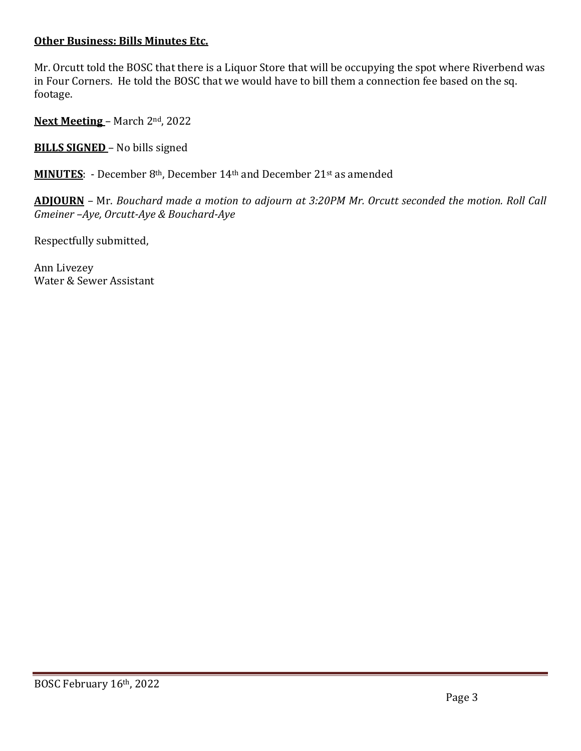**Other Business: Bills Minutes Etc.**

Mr. Orcutt told the BOSC that there is a Liquor Store that will be occupying the spot where Riverbend was in Four Corners. He told the BOSC that we would have to bill them a connection fee based on the sq. footage.

**Next Meeting** – March 2nd, 2022

**BILLS SIGNED** – No bills signed

**MINUTES**: - December 8th, December 14th and December 21st as amended

**ADJOURN** – Mr. *Bouchard made a motion to adjourn at 3:20PM Mr. Orcutt seconded the motion. Roll Call Gmeiner –Aye, Orcutt-Aye & Bouchard-Aye*

Respectfully submitted,

Ann Livezey
Water & Sewer Assistant